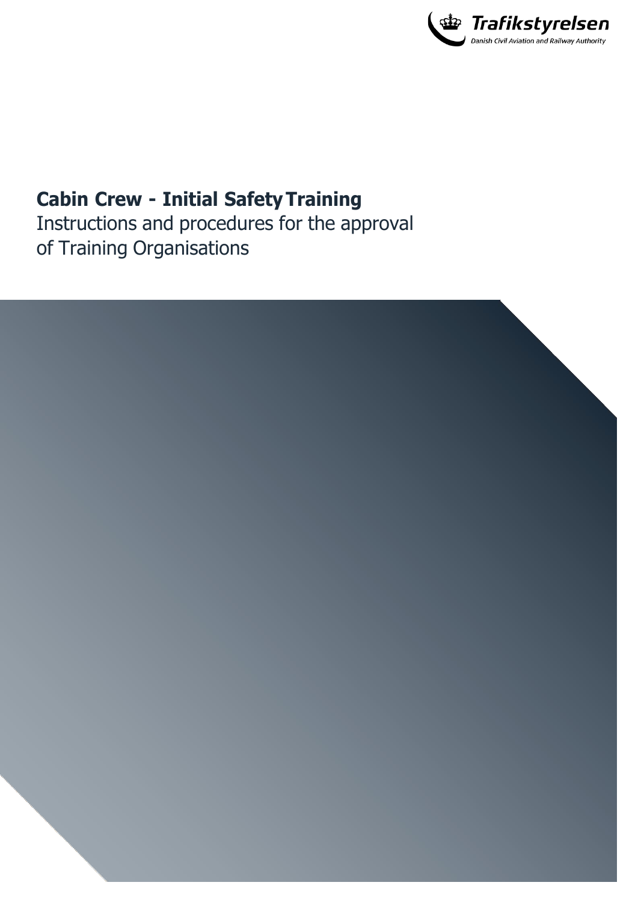Trafikstyrelsen
Danish Civil Aviation and Railway Authority

# Cabin Crew - Initial Safety Training

Instructions and procedures for the approval of Training Organisations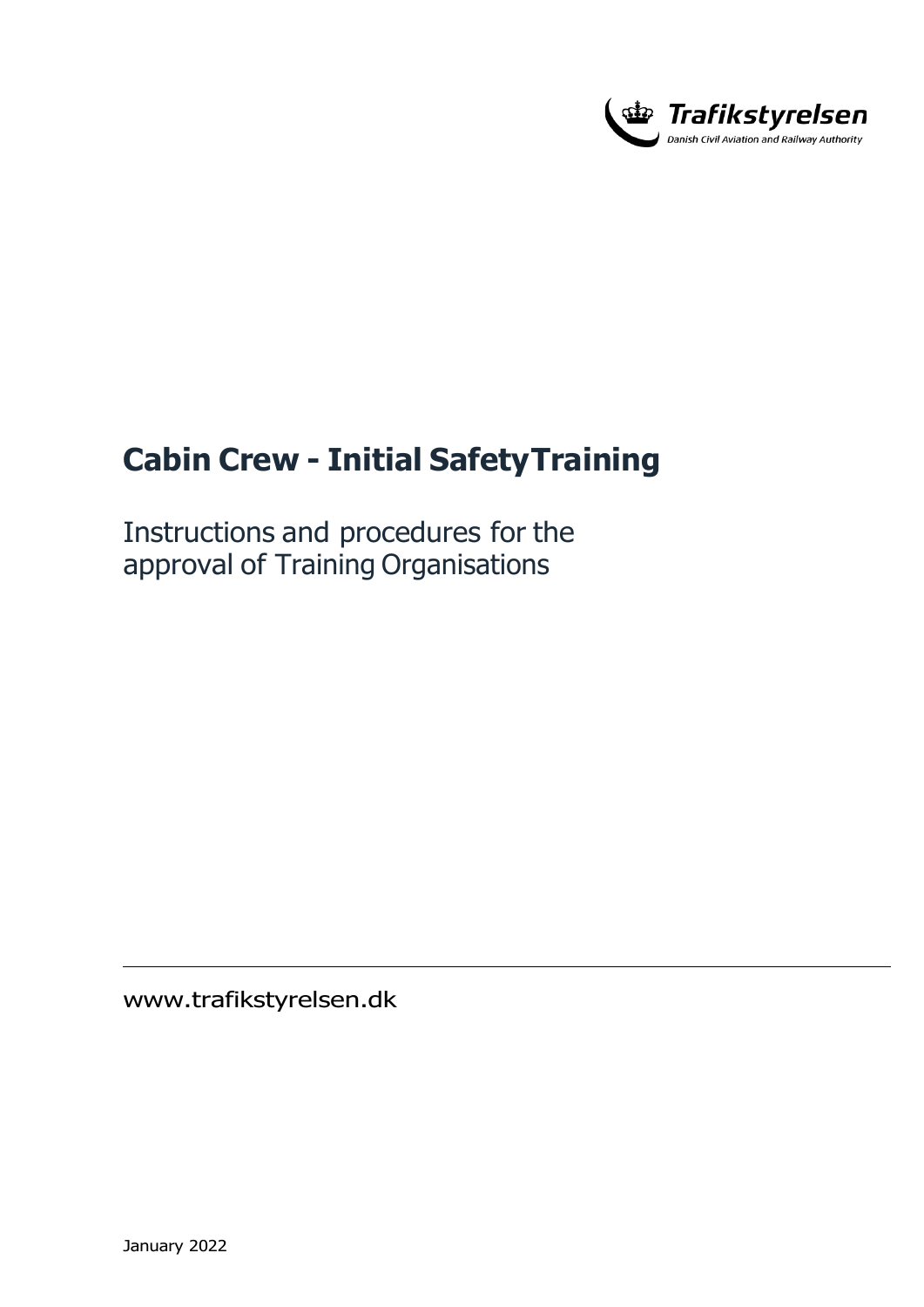Trafikstyrelsen

Danish Civil Aviation and Railway Authority

# Cabin Crew - Initial SafetyTraining

Instructions and procedures for the approval of Training Organisations

www.trafikstyrelsen.dk

January 2022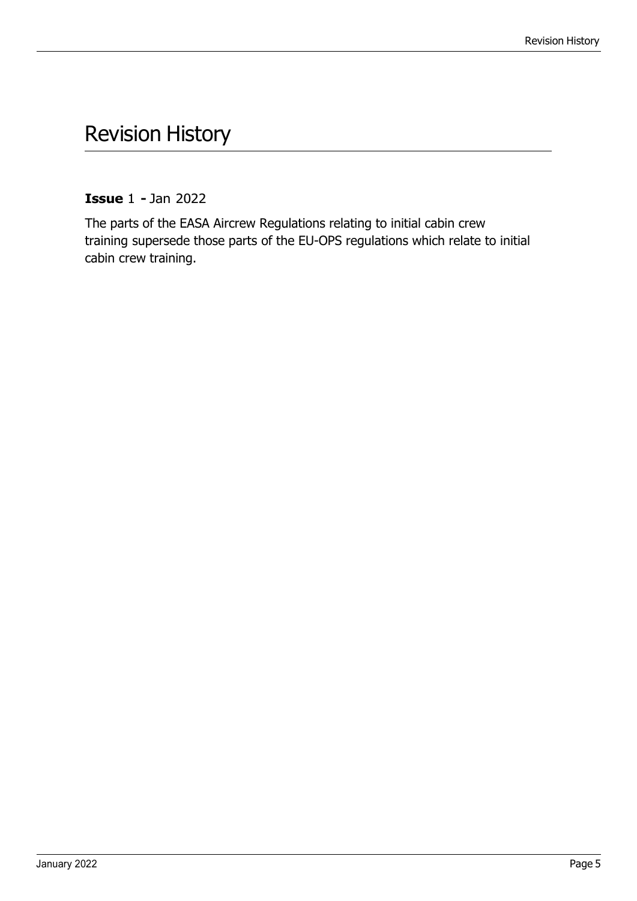# Revision History

**Issue** 1 **-** Jan 2022

The parts of the EASA Aircrew Regulations relating to initial cabin crew training supersede those parts of the EU-OPS regulations which relate to initial cabin crew training.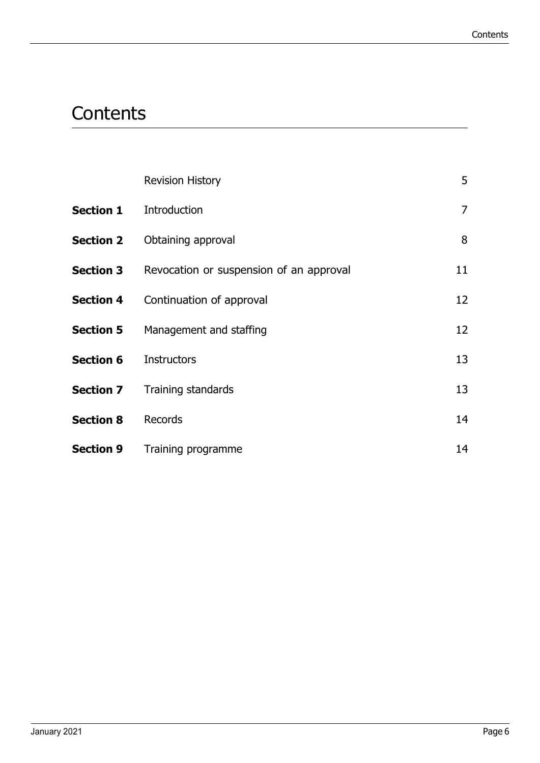# Contents

| | | |
|---|---|---|
| | Revision History | 5 |
| **Section 1** | Introduction | 7 |
| **Section 2** | Obtaining approval | 8 |
| **Section 3** | Revocation or suspension of an approval | 11 |
| **Section 4** | Continuation of approval | 12 |
| **Section 5** | Management and staffing | 12 |
| **Section 6** | Instructors | 13 |
| **Section 7** | Training standards | 13 |
| **Section 8** | Records | 14 |
| **Section 9** | Training programme | 14 |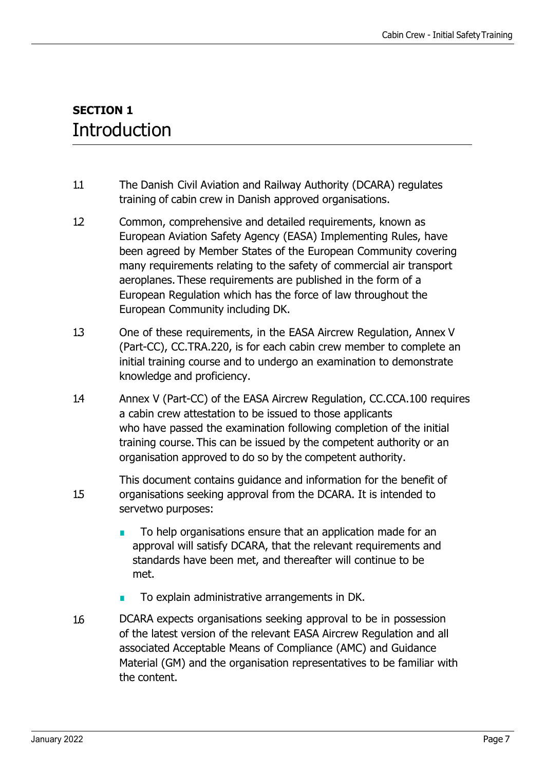## SECTION 1
# Introduction

1.1 The Danish Civil Aviation and Railway Authority (DCARA) regulates training of cabin crew in Danish approved organisations.

1.2 Common, comprehensive and detailed requirements, known as European Aviation Safety Agency (EASA) Implementing Rules, have been agreed by Member States of the European Community covering many requirements relating to the safety of commercial air transport aeroplanes. These requirements are published in the form of a European Regulation which has the force of law throughout the European Community including DK.

1.3 One of these requirements, in the EASA Aircrew Regulation, Annex V (Part-CC), CC.TRA.220, is for each cabin crew member to complete an initial training course and to undergo an examination to demonstrate knowledge and proficiency.

1.4 Annex V (Part-CC) of the EASA Aircrew Regulation, CC.CCA.100 requires a cabin crew attestation to be issued to those applicants who have passed the examination following completion of the initial training course. This can be issued by the competent authority or an organisation approved to do so by the competent authority.

1.5 This document contains guidance and information for the benefit of organisations seeking approval from the DCARA. It is intended to servetwo purposes:

- To help organisations ensure that an application made for an approval will satisfy DCARA, that the relevant requirements and standards have been met, and thereafter will continue to be met.
- To explain administrative arrangements in DK.

1.6 DCARA expects organisations seeking approval to be in possession of the latest version of the relevant EASA Aircrew Regulation and all associated Acceptable Means of Compliance (AMC) and Guidance Material (GM) and the organisation representatives to be familiar with the content.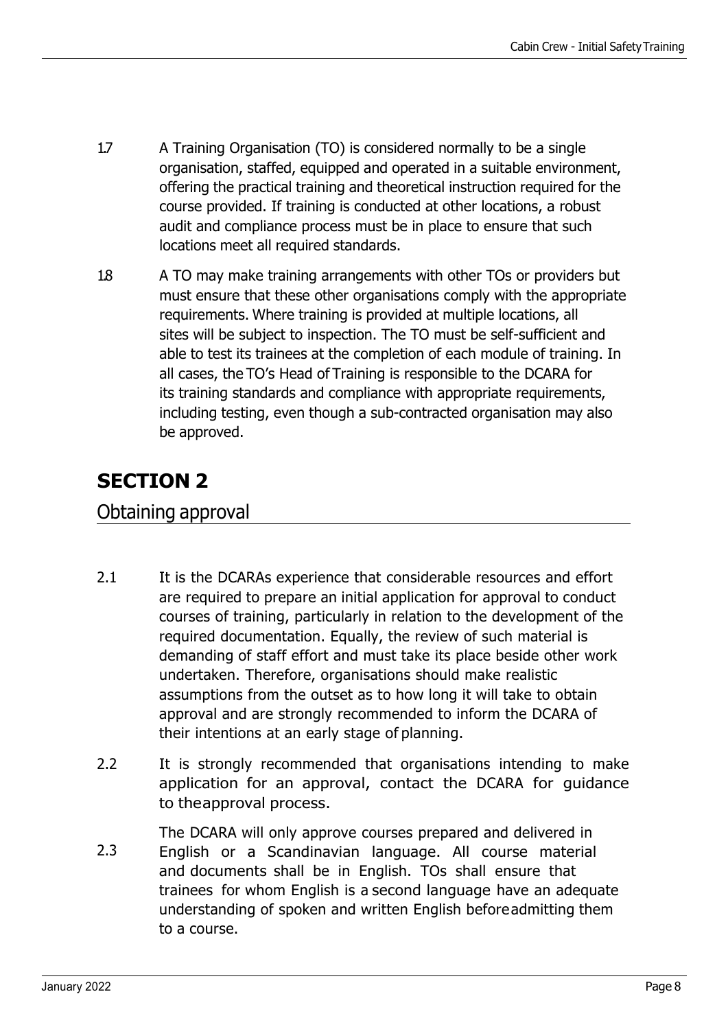1.7 A Training Organisation (TO) is considered normally to be a single organisation, staffed, equipped and operated in a suitable environment, offering the practical training and theoretical instruction required for the course provided. If training is conducted at other locations, a robust audit and compliance process must be in place to ensure that such locations meet all required standards.

1.8 A TO may make training arrangements with other TOs or providers but must ensure that these other organisations comply with the appropriate requirements. Where training is provided at multiple locations, all sites will be subject to inspection. The TO must be self-sufficient and able to test its trainees at the completion of each module of training. In all cases, the TO's Head of Training is responsible to the DCARA for its training standards and compliance with appropriate requirements, including testing, even though a sub-contracted organisation may also be approved.

# SECTION 2

## Obtaining approval

2.1 It is the DCARAs experience that considerable resources and effort are required to prepare an initial application for approval to conduct courses of training, particularly in relation to the development of the required documentation. Equally, the review of such material is demanding of staff effort and must take its place beside other work undertaken. Therefore, organisations should make realistic assumptions from the outset as to how long it will take to obtain approval and are strongly recommended to inform the DCARA of their intentions at an early stage of planning.

2.2 It is strongly recommended that organisations intending to make application for an approval, contact the DCARA for guidance to theapproval process.

2.3 The DCARA will only approve courses prepared and delivered in English or a Scandinavian language. All course material and documents shall be in English. TOs shall ensure that trainees for whom English is a second language have an adequate understanding of spoken and written English beforeadmitting them to a course.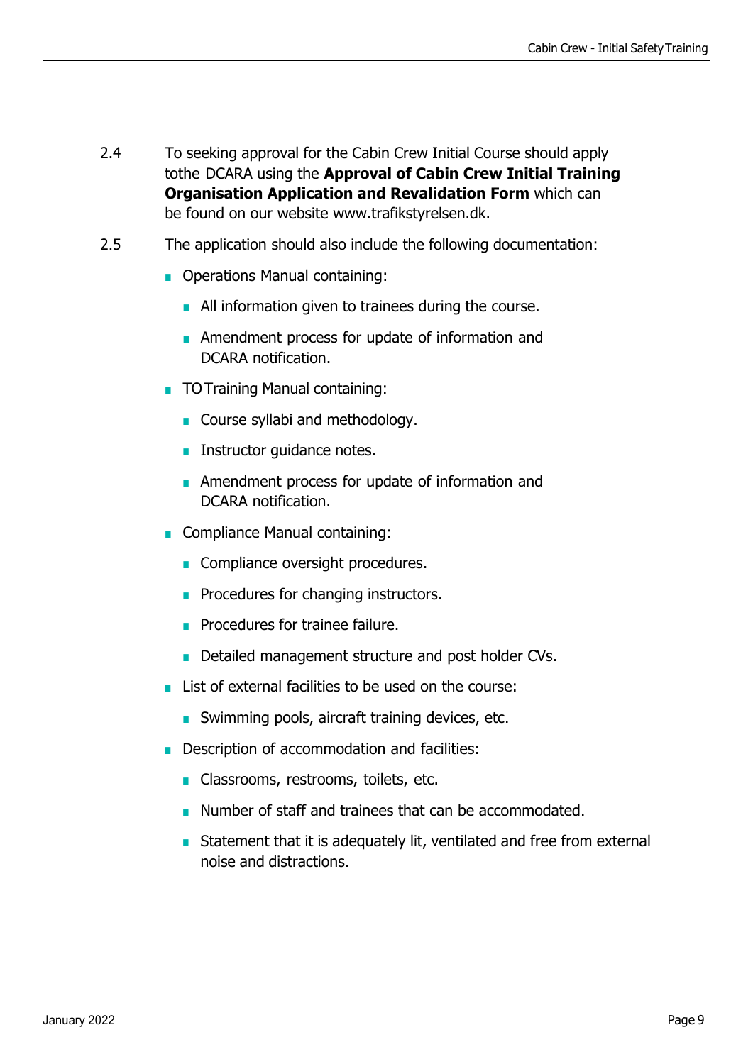2.4 To seeking approval for the Cabin Crew Initial Course should apply tothe DCARA using the **Approval of Cabin Crew Initial Training Organisation Application and Revalidation Form** which can be found on our website www.trafikstyrelsen.dk.

2.5 The application should also include the following documentation:

- Operations Manual containing:
  - All information given to trainees during the course.
  - Amendment process for update of information and DCARA notification.
- TO Training Manual containing:
  - Course syllabi and methodology.
  - Instructor guidance notes.
  - Amendment process for update of information and DCARA notification.
- Compliance Manual containing:
  - Compliance oversight procedures.
  - Procedures for changing instructors.
  - Procedures for trainee failure.
  - Detailed management structure and post holder CVs.
- List of external facilities to be used on the course:
  - Swimming pools, aircraft training devices, etc.
- Description of accommodation and facilities:
  - Classrooms, restrooms, toilets, etc.
  - Number of staff and trainees that can be accommodated.
  - Statement that it is adequately lit, ventilated and free from external noise and distractions.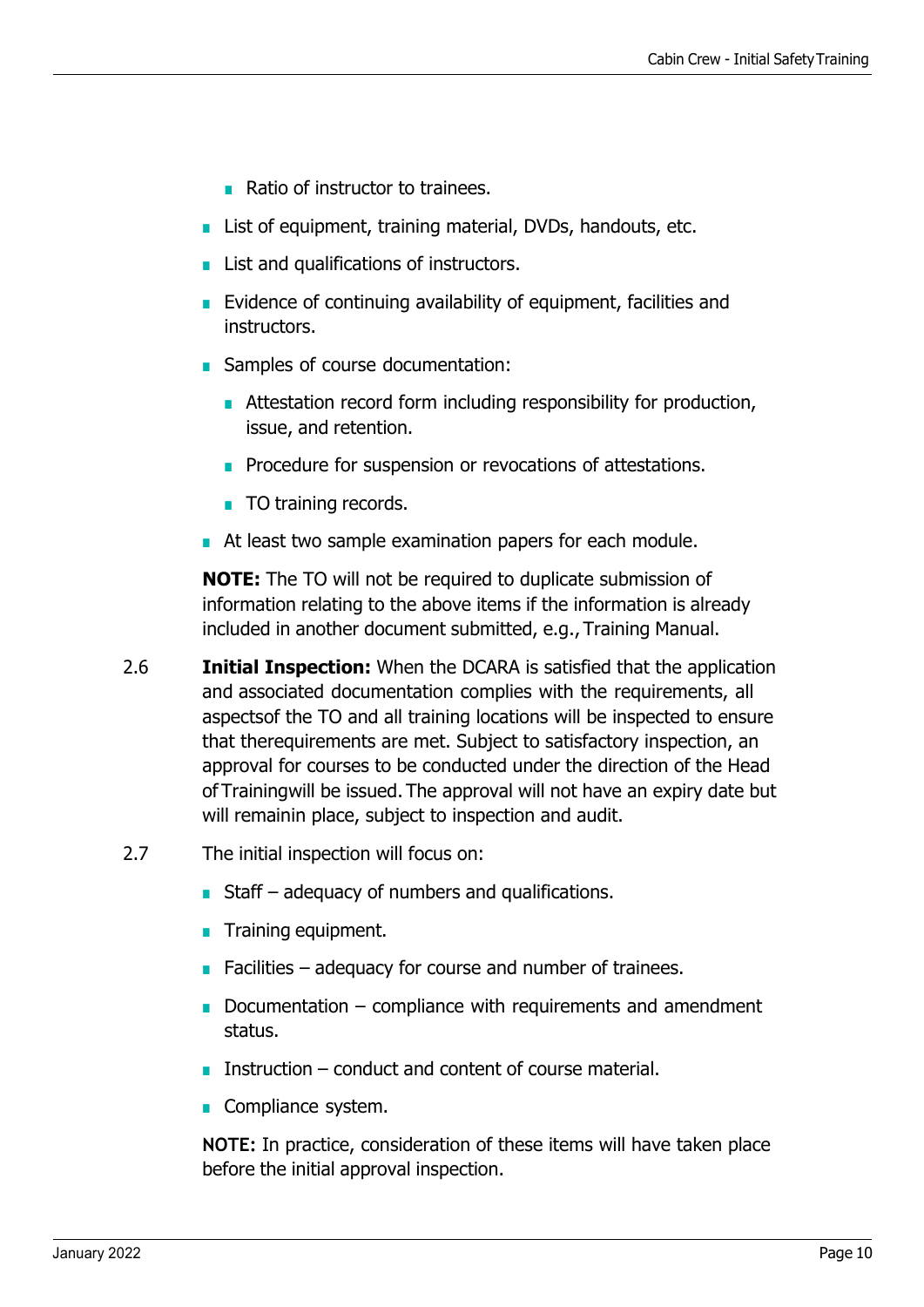- Ratio of instructor to trainees.
- List of equipment, training material, DVDs, handouts, etc.
- List and qualifications of instructors.
- Evidence of continuing availability of equipment, facilities and instructors.
- Samples of course documentation:
  - Attestation record form including responsibility for production, issue, and retention.
  - Procedure for suspension or revocations of attestations.
  - TO training records.
- At least two sample examination papers for each module.

**NOTE:** The TO will not be required to duplicate submission of information relating to the above items if the information is already included in another document submitted, e.g., Training Manual.

2.6 **Initial Inspection:** When the DCARA is satisfied that the application and associated documentation complies with the requirements, all aspectsof the TO and all training locations will be inspected to ensure that therequirements are met. Subject to satisfactory inspection, an approval for courses to be conducted under the direction of the Head of Trainingwill be issued. The approval will not have an expiry date but will remainin place, subject to inspection and audit.

2.7 The initial inspection will focus on:

- Staff – adequacy of numbers and qualifications.
- Training equipment.
- Facilities – adequacy for course and number of trainees.
- Documentation – compliance with requirements and amendment status.
- Instruction – conduct and content of course material.
- Compliance system.

**NOTE:** In practice, consideration of these items will have taken place before the initial approval inspection.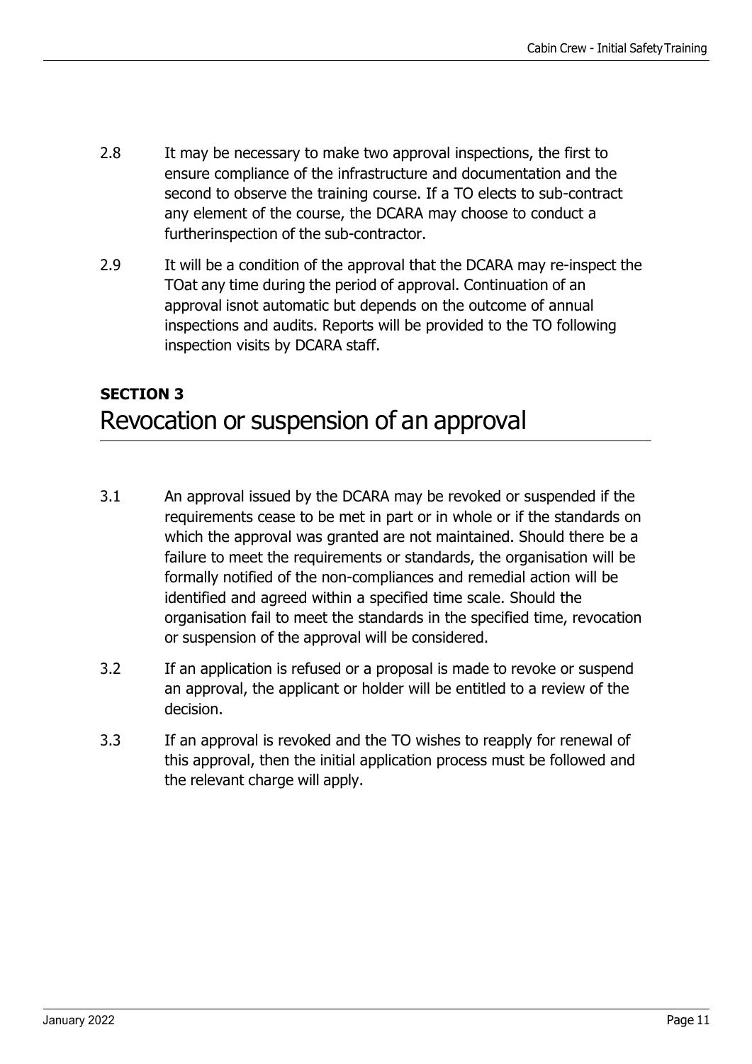2.8 It may be necessary to make two approval inspections, the first to ensure compliance of the infrastructure and documentation and the second to observe the training course. If a TO elects to sub-contract any element of the course, the DCARA may choose to conduct a furtherinspection of the sub-contractor.

2.9 It will be a condition of the approval that the DCARA may re-inspect the TOat any time during the period of approval. Continuation of an approval isnot automatic but depends on the outcome of annual inspections and audits. Reports will be provided to the TO following inspection visits by DCARA staff.

**SECTION 3**

# Revocation or suspension of an approval

3.1 An approval issued by the DCARA may be revoked or suspended if the requirements cease to be met in part or in whole or if the standards on which the approval was granted are not maintained. Should there be a failure to meet the requirements or standards, the organisation will be formally notified of the non-compliances and remedial action will be identified and agreed within a specified time scale. Should the organisation fail to meet the standards in the specified time, revocation or suspension of the approval will be considered.

3.2 If an application is refused or a proposal is made to revoke or suspend an approval, the applicant or holder will be entitled to a review of the decision.

3.3 If an approval is revoked and the TO wishes to reapply for renewal of this approval, then the initial application process must be followed and the relevant charge will apply.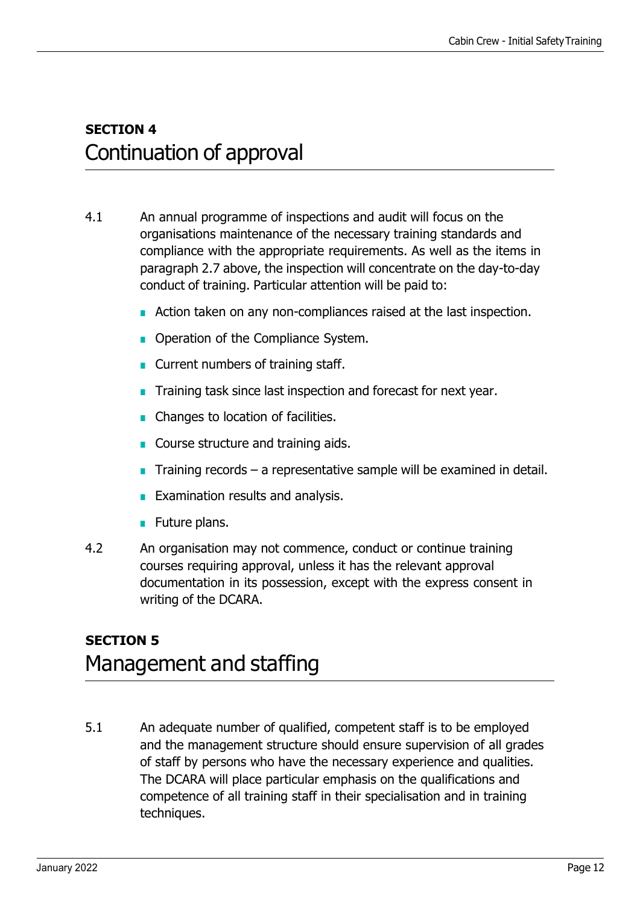## SECTION 4
# Continuation of approval

4.1 An annual programme of inspections and audit will focus on the organisations maintenance of the necessary training standards and compliance with the appropriate requirements. As well as the items in paragraph 2.7 above, the inspection will concentrate on the day-to-day conduct of training. Particular attention will be paid to:

- Action taken on any non-compliances raised at the last inspection.
- Operation of the Compliance System.
- Current numbers of training staff.
- Training task since last inspection and forecast for next year.
- Changes to location of facilities.
- Course structure and training aids.
- Training records – a representative sample will be examined in detail.
- Examination results and analysis.
- Future plans.

4.2 An organisation may not commence, conduct or continue training courses requiring approval, unless it has the relevant approval documentation in its possession, except with the express consent in writing of the DCARA.

## SECTION 5
# Management and staffing

5.1 An adequate number of qualified, competent staff is to be employed and the management structure should ensure supervision of all grades of staff by persons who have the necessary experience and qualities. The DCARA will place particular emphasis on the qualifications and competence of all training staff in their specialisation and in training techniques.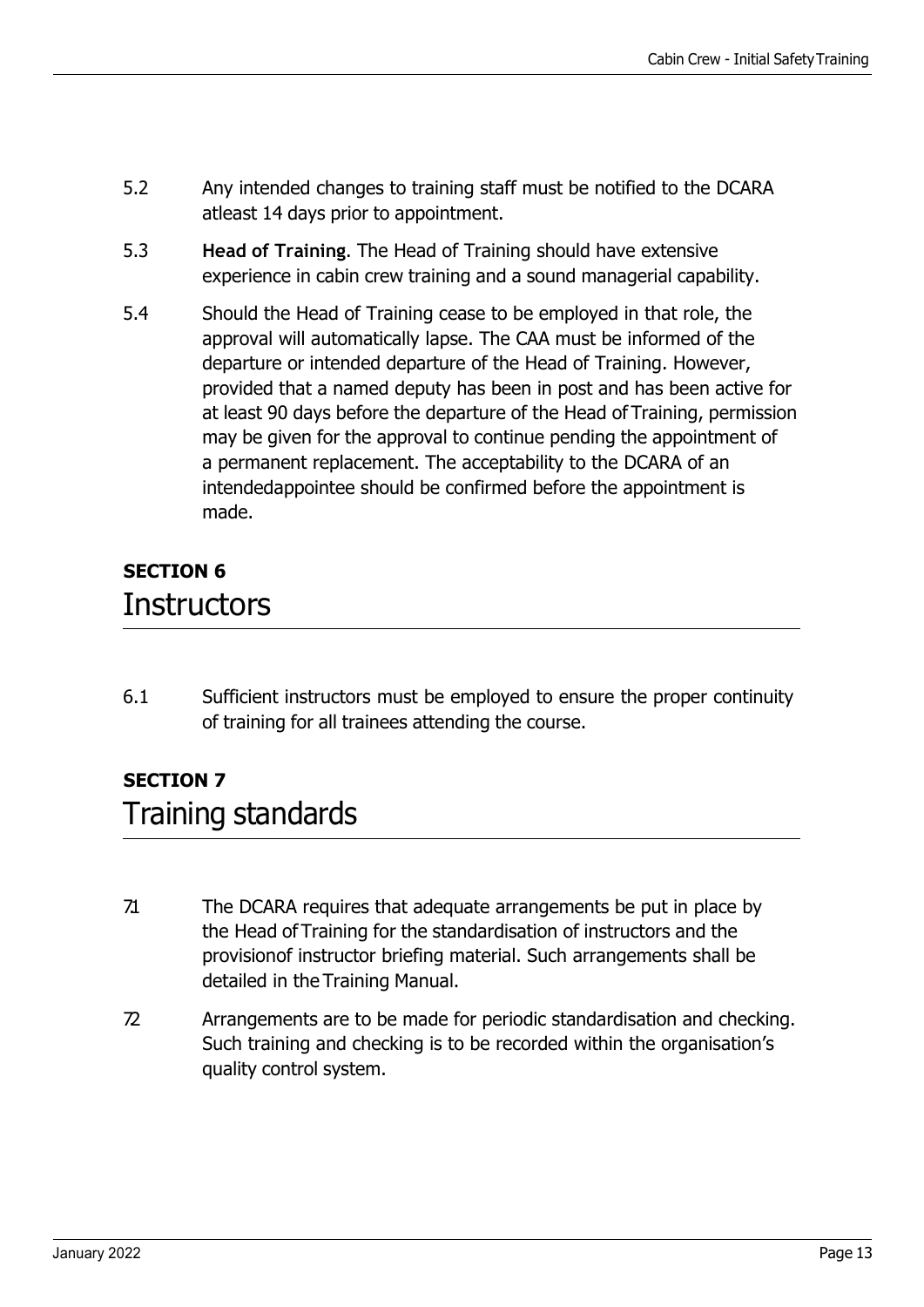5.2 Any intended changes to training staff must be notified to the DCARA atleast 14 days prior to appointment.

5.3 **Head of Training**. The Head of Training should have extensive experience in cabin crew training and a sound managerial capability.

5.4 Should the Head of Training cease to be employed in that role, the approval will automatically lapse. The CAA must be informed of the departure or intended departure of the Head of Training. However, provided that a named deputy has been in post and has been active for at least 90 days before the departure of the Head of Training, permission may be given for the approval to continue pending the appointment of a permanent replacement. The acceptability to the DCARA of an intendedappointee should be confirmed before the appointment is made.

## SECTION 6
## Instructors

6.1 Sufficient instructors must be employed to ensure the proper continuity of training for all trainees attending the course.

## SECTION 7
## Training standards

7.1 The DCARA requires that adequate arrangements be put in place by the Head of Training for the standardisation of instructors and the provisionof instructor briefing material. Such arrangements shall be detailed in the Training Manual.

7.2 Arrangements are to be made for periodic standardisation and checking. Such training and checking is to be recorded within the organisation's quality control system.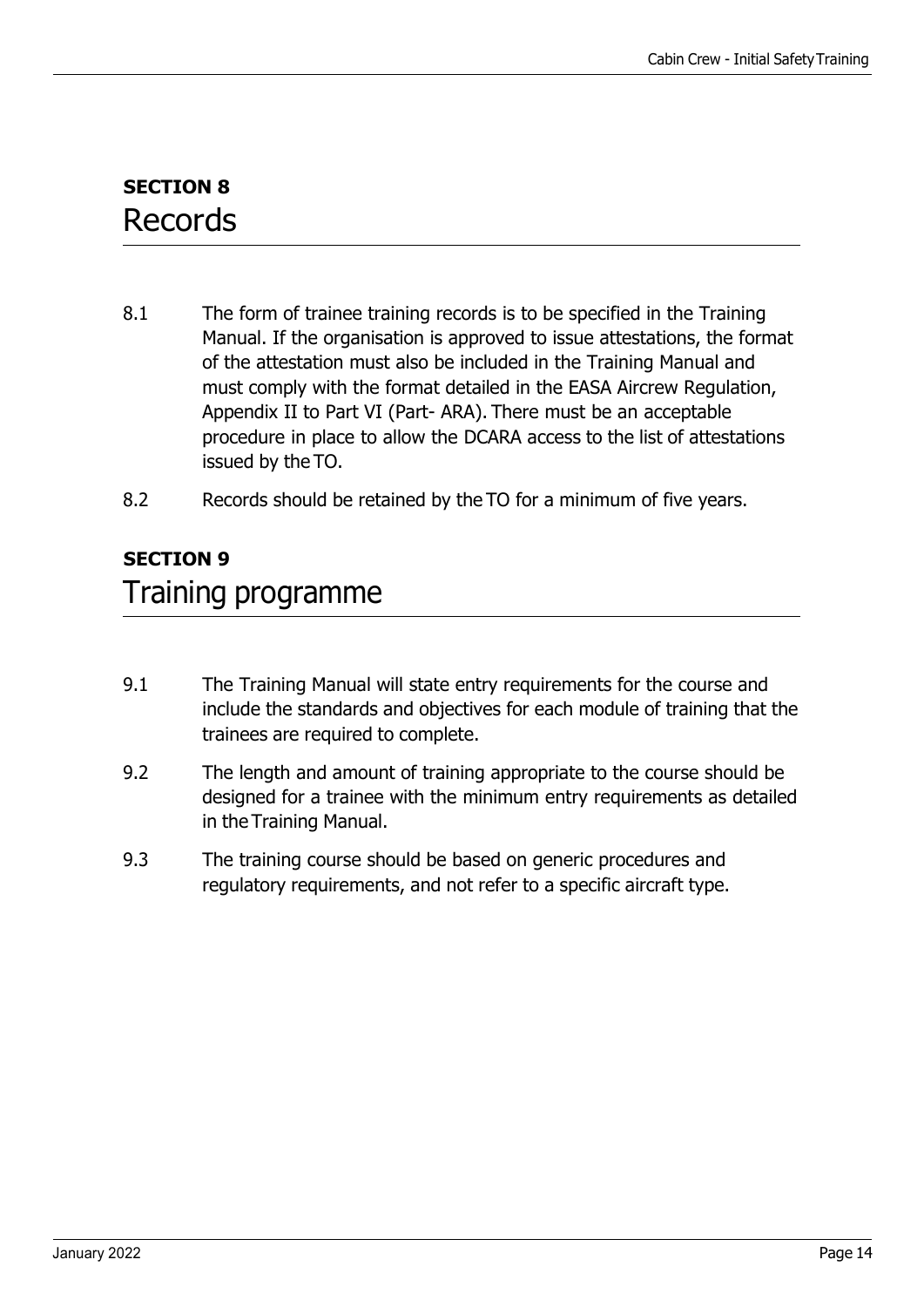## SECTION 8
## Records

8.1 The form of trainee training records is to be specified in the Training Manual. If the organisation is approved to issue attestations, the format of the attestation must also be included in the Training Manual and must comply with the format detailed in the EASA Aircrew Regulation, Appendix II to Part VI (Part- ARA). There must be an acceptable procedure in place to allow the DCARA access to the list of attestations issued by the TO.

8.2 Records should be retained by the TO for a minimum of five years.

## SECTION 9
## Training programme

9.1 The Training Manual will state entry requirements for the course and include the standards and objectives for each module of training that the trainees are required to complete.

9.2 The length and amount of training appropriate to the course should be designed for a trainee with the minimum entry requirements as detailed in the Training Manual.

9.3 The training course should be based on generic procedures and regulatory requirements, and not refer to a specific aircraft type.